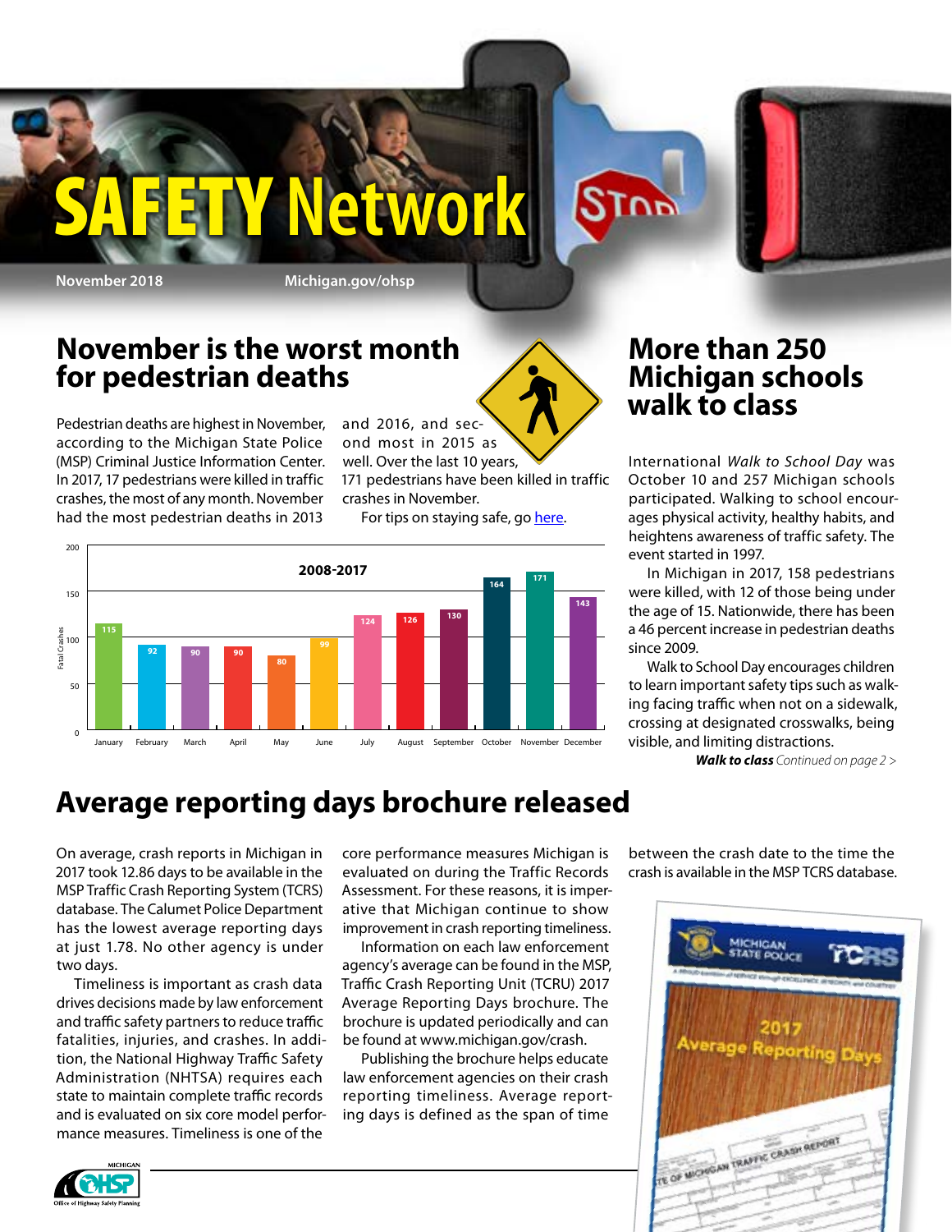# SAFETY Network

November 2018 Michigan.gov/ohsp

## November is the worst month for pedestrian deaths

Pedestrian deaths are highest in November, according to the Michigan State Police (MSP) Criminal Justice Information Center. In 2017, 17 pedestrians were killed in traffic crashes, the most of any month. November had the most pedestrian deaths in 2013 and 2016, and second most in 2015 as well. Over the last 10 years, 171 pedestrians have been killed in traffic crashes in November.

For tips on staying safe, go here.

**2008-2017**

| Month | Fatal Crashes |
|---|---|
| January | 115 |
| February | 92 |
| March | 90 |
| April | 90 |
| May | 80 |
| June | 99 |
| July | 124 |
| August | 126 |
| September | 130 |
| October | 164 |
| November | 171 |
| December | 143 |

## More than 250 Michigan schools walk to class

International *Walk to School Day* was October 10 and 257 Michigan schools participated. Walking to school encourages physical activity, healthy habits, and heightens awareness of traffic safety. The event started in 1997.

In Michigan in 2017, 158 pedestrians were killed, with 12 of those being under the age of 15. Nationwide, there has been a 46 percent increase in pedestrian deaths since 2009.

Walk to School Day encourages children to learn important safety tips such as walking facing traffic when not on a sidewalk, crossing at designated crosswalks, being visible, and limiting distractions.

***Walk to class*** *Continued on page 2 >*

## Average reporting days brochure released

On average, crash reports in Michigan in 2017 took 12.86 days to be available in the MSP Traffic Crash Reporting System (TCRS) database. The Calumet Police Department has the lowest average reporting days at just 1.78. No other agency is under two days.

Timeliness is important as crash data drives decisions made by law enforcement and traffic safety partners to reduce traffic fatalities, injuries, and crashes. In addition, the National Highway Traffic Safety Administration (NHTSA) requires each state to maintain complete traffic records and is evaluated on six core model performance measures. Timeliness is one of the core performance measures Michigan is evaluated on during the Traffic Records Assessment. For these reasons, it is imperative that Michigan continue to show improvement in crash reporting timeliness.

Information on each law enforcement agency's average can be found in the MSP, Traffic Crash Reporting Unit (TCRU) 2017 Average Reporting Days brochure. The brochure is updated periodically and can be found at www.michigan.gov/crash.

Publishing the brochure helps educate law enforcement agencies on their crash reporting timeliness. Average reporting days is defined as the span of time between the crash date to the time the crash is available in the MSP TCRS database.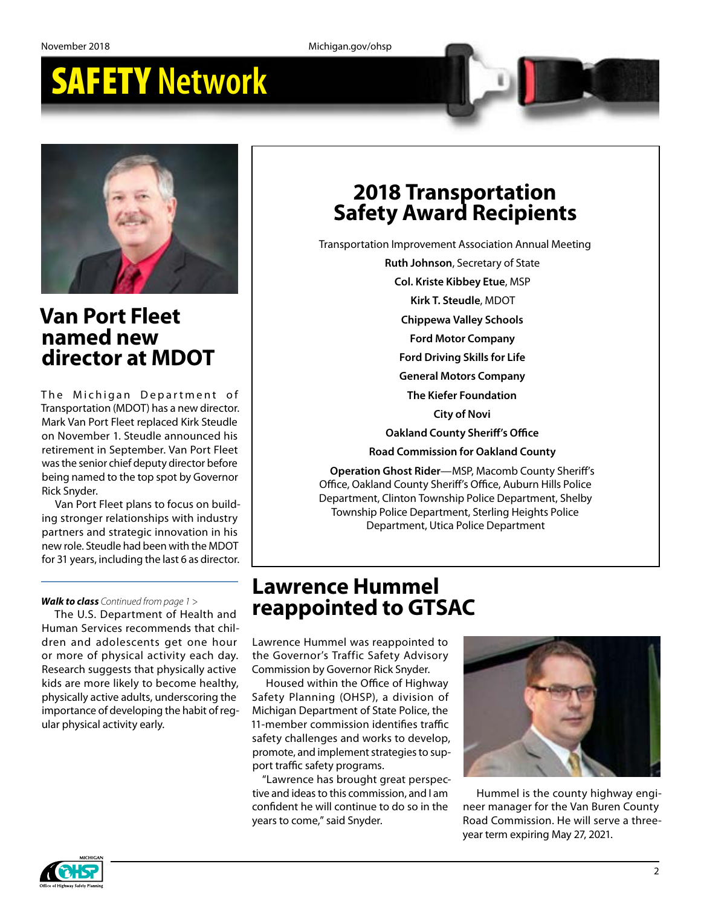## Van Port Fleet named new director at MDOT

The Michigan Department of Transportation (MDOT) has a new director. Mark Van Port Fleet replaced Kirk Steudle on November 1. Steudle announced his retirement in September. Van Port Fleet was the senior chief deputy director before being named to the top spot by Governor Rick Snyder.

Van Port Fleet plans to focus on building stronger relationships with industry partners and strategic innovation in his new role. Steudle had been with the MDOT for 31 years, including the last 6 as director.

***Walk to class*** *Continued from page 1 >*

The U.S. Department of Health and Human Services recommends that children and adolescents get one hour or more of physical activity each day. Research suggests that physically active kids are more likely to become healthy, physically active adults, underscoring the importance of developing the habit of regular physical activity early.

## 2018 Transportation Safety Award Recipients

Transportation Improvement Association Annual Meeting

**Ruth Johnson**, Secretary of State

**Col. Kriste Kibbey Etue**, MSP

**Kirk T. Steudle**, MDOT

**Chippewa Valley Schools**

**Ford Motor Company**

**Ford Driving Skills for Life**

**General Motors Company**

**The Kiefer Foundation**

**City of Novi**

**Oakland County Sheriff's Office**

**Road Commission for Oakland County**

**Operation Ghost Rider**—MSP, Macomb County Sheriff's Office, Oakland County Sheriff's Office, Auburn Hills Police Department, Clinton Township Police Department, Shelby Township Police Department, Sterling Heights Police Department, Utica Police Department

## Lawrence Hummel reappointed to GTSAC

Lawrence Hummel was reappointed to the Governor's Traffic Safety Advisory Commission by Governor Rick Snyder.

Housed within the Office of Highway Safety Planning (OHSP), a division of Michigan Department of State Police, the 11-member commission identifies traffic safety challenges and works to develop, promote, and implement strategies to support traffic safety programs.

"Lawrence has brought great perspective and ideas to this commission, and I am confident he will continue to do so in the years to come," said Snyder.

Hummel is the county highway engineer manager for the Van Buren County Road Commission. He will serve a three-year term expiring May 27, 2021.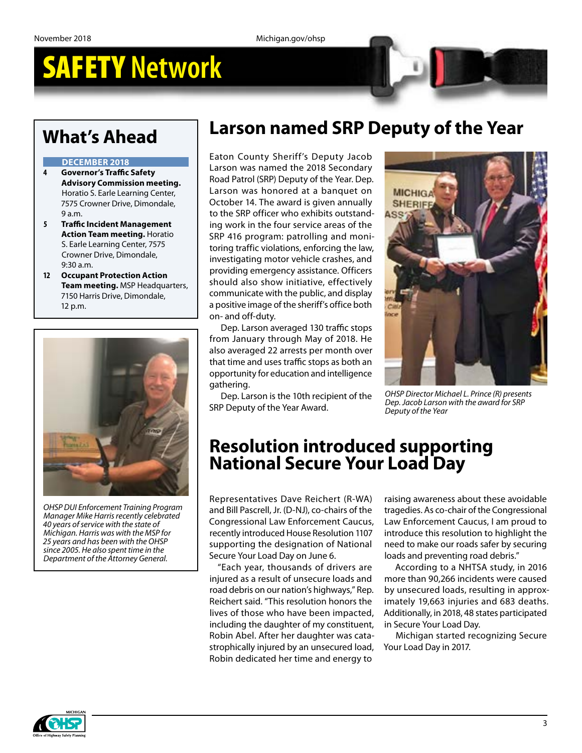# SAFETY Network

## What's Ahead

**DECEMBER 2018**

- **4** **Governor's Traffic Safety Advisory Commission meeting.** Horatio S. Earle Learning Center, 7575 Crowner Drive, Dimondale, 9 a.m.
- **5** **Traffic Incident Management Action Team meeting.** Horatio S. Earle Learning Center, 7575 Crowner Drive, Dimondale, 9:30 a.m.
- **12** **Occupant Protection Action Team meeting.** MSP Headquarters, 7150 Harris Drive, Dimondale, 12 p.m.

*OHSP DUI Enforcement Training Program Manager Mike Harris recently celebrated 40 years of service with the state of Michigan. Harris was with the MSP for 25 years and has been with the OHSP since 2005. He also spent time in the Department of the Attorney General.*

## Larson named SRP Deputy of the Year

Eaton County Sheriff's Deputy Jacob Larson was named the 2018 Secondary Road Patrol (SRP) Deputy of the Year. Dep. Larson was honored at a banquet on October 14. The award is given annually to the SRP officer who exhibits outstanding work in the four service areas of the SRP 416 program: patrolling and monitoring traffic violations, enforcing the law, investigating motor vehicle crashes, and providing emergency assistance. Officers should also show initiative, effectively communicate with the public, and display a positive image of the sheriff's office both on- and off-duty.

Dep. Larson averaged 130 traffic stops from January through May of 2018. He also averaged 22 arrests per month over that time and uses traffic stops as both an opportunity for education and intelligence gathering.

Dep. Larson is the 10th recipient of the SRP Deputy of the Year Award.

*OHSP Director Michael L. Prince (R) presents Dep. Jacob Larson with the award for SRP Deputy of the Year*

## Resolution introduced supporting National Secure Your Load Day

Representatives Dave Reichert (R-WA) and Bill Pascrell, Jr. (D-NJ), co-chairs of the Congressional Law Enforcement Caucus, recently introduced House Resolution 1107 supporting the designation of National Secure Your Load Day on June 6.

"Each year, thousands of drivers are injured as a result of unsecure loads and road debris on our nation's highways," Rep. Reichert said. "This resolution honors the lives of those who have been impacted, including the daughter of my constituent, Robin Abel. After her daughter was catastrophically injured by an unsecured load, Robin dedicated her time and energy to raising awareness about these avoidable tragedies. As co-chair of the Congressional Law Enforcement Caucus, I am proud to introduce this resolution to highlight the need to make our roads safer by securing loads and preventing road debris."

According to a NHTSA study, in 2016 more than 90,266 incidents were caused by unsecured loads, resulting in approximately 19,663 injuries and 683 deaths. Additionally, in 2018, 48 states participated in Secure Your Load Day.

Michigan started recognizing Secure Your Load Day in 2017.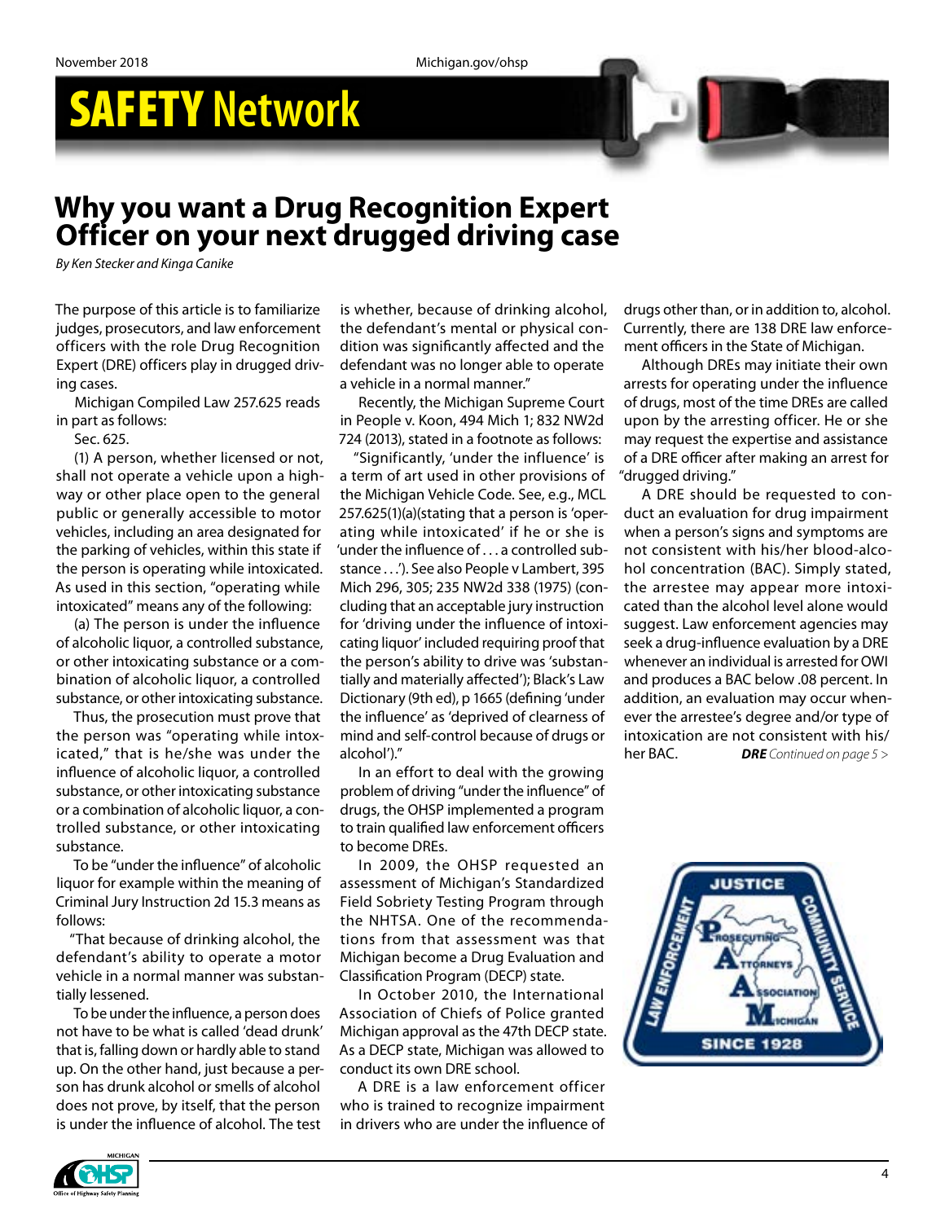## Why you want a Drug Recognition Expert Officer on your next drugged driving case

*By Ken Stecker and Kinga Canike*

The purpose of this article is to familiarize judges, prosecutors, and law enforcement officers with the role Drug Recognition Expert (DRE) officers play in drugged driving cases.

Michigan Compiled Law 257.625 reads in part as follows:

Sec. 625.

(1) A person, whether licensed or not, shall not operate a vehicle upon a highway or other place open to the general public or generally accessible to motor vehicles, including an area designated for the parking of vehicles, within this state if the person is operating while intoxicated. As used in this section, "operating while intoxicated" means any of the following:

(a) The person is under the influence of alcoholic liquor, a controlled substance, or other intoxicating substance or a combination of alcoholic liquor, a controlled substance, or other intoxicating substance.

Thus, the prosecution must prove that the person was "operating while intoxicated," that is he/she was under the influence of alcoholic liquor, a controlled substance, or other intoxicating substance or a combination of alcoholic liquor, a controlled substance, or other intoxicating substance.

To be "under the influence" of alcoholic liquor for example within the meaning of Criminal Jury Instruction 2d 15.3 means as follows:

"That because of drinking alcohol, the defendant's ability to operate a motor vehicle in a normal manner was substantially lessened.

To be under the influence, a person does not have to be what is called 'dead drunk' that is, falling down or hardly able to stand up. On the other hand, just because a person has drunk alcohol or smells of alcohol does not prove, by itself, that the person is under the influence of alcohol. The test is whether, because of drinking alcohol, the defendant's mental or physical condition was significantly affected and the defendant was no longer able to operate a vehicle in a normal manner."

Recently, the Michigan Supreme Court in People v. Koon, 494 Mich 1; 832 NW2d 724 (2013), stated in a footnote as follows:

"Significantly, 'under the influence' is a term of art used in other provisions of the Michigan Vehicle Code. See, e.g., MCL 257.625(1)(a)(stating that a person is 'operating while intoxicated' if he or she is 'under the influence of . . . a controlled substance . . .'). See also People v Lambert, 395 Mich 296, 305; 235 NW2d 338 (1975) (concluding that an acceptable jury instruction for 'driving under the influence of intoxicating liquor' included requiring proof that the person's ability to drive was 'substantially and materially affected'); Black's Law Dictionary (9th ed), p 1665 (defining 'under the influence' as 'deprived of clearness of mind and self-control because of drugs or alcohol')."

In an effort to deal with the growing problem of driving "under the influence" of drugs, the OHSP implemented a program to train qualified law enforcement officers to become DREs.

In 2009, the OHSP requested an assessment of Michigan's Standardized Field Sobriety Testing Program through the NHTSA. One of the recommendations from that assessment was that Michigan become a Drug Evaluation and Classification Program (DECP) state.

In October 2010, the International Association of Chiefs of Police granted Michigan approval as the 47th DECP state. As a DECP state, Michigan was allowed to conduct its own DRE school.

A DRE is a law enforcement officer who is trained to recognize impairment in drivers who are under the influence of drugs other than, or in addition to, alcohol. Currently, there are 138 DRE law enforcement officers in the State of Michigan.

Although DREs may initiate their own arrests for operating under the influence of drugs, most of the time DREs are called upon by the arresting officer. He or she may request the expertise and assistance of a DRE officer after making an arrest for "drugged driving."

A DRE should be requested to conduct an evaluation for drug impairment when a person's signs and symptoms are not consistent with his/her blood-alcohol concentration (BAC). Simply stated, the arrestee may appear more intoxicated than the alcohol level alone would suggest. Law enforcement agencies may seek a drug-influence evaluation by a DRE whenever an individual is arrested for OWI and produces a BAC below .08 percent. In addition, an evaluation may occur whenever the arrestee's degree and/or type of intoxication are not consistent with his/her BAC.

***DRE** Continued on page 5 >*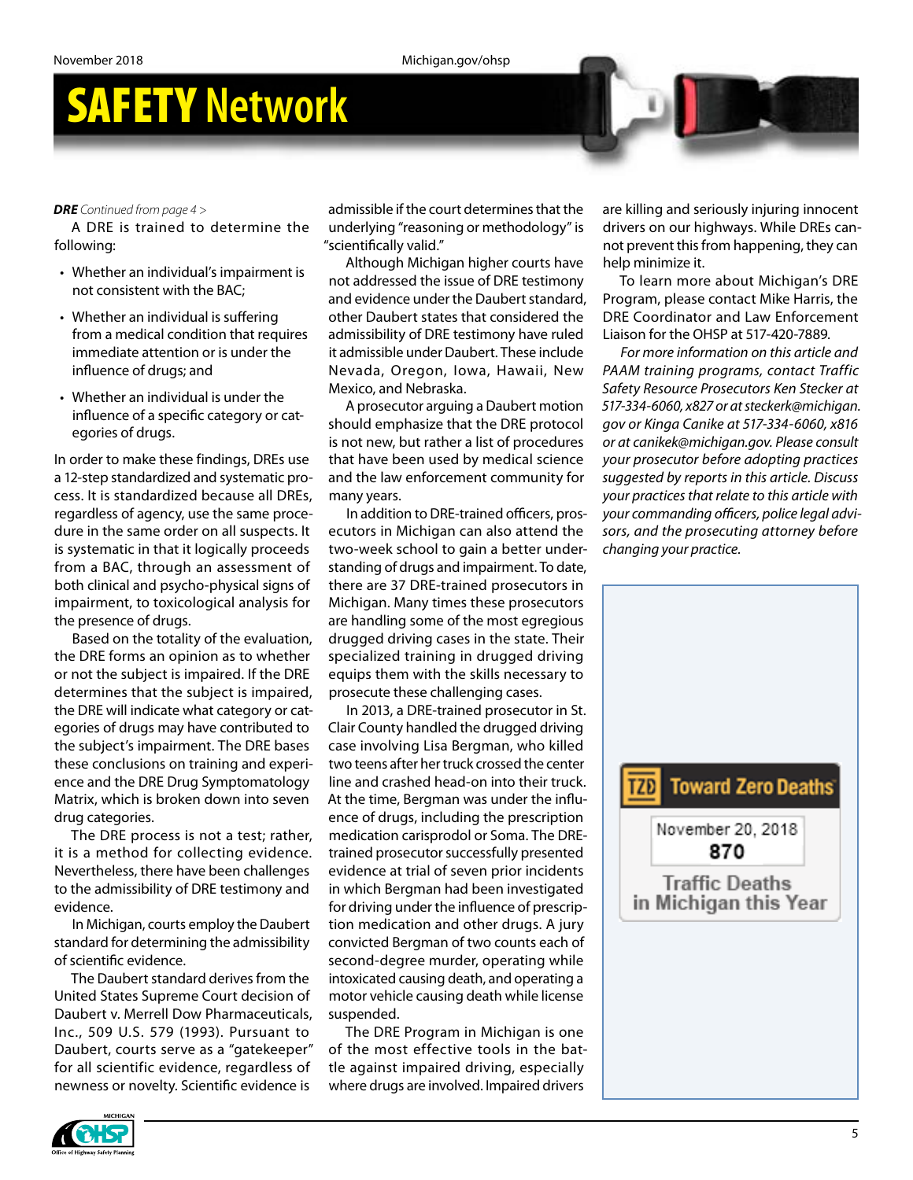***DRE** Continued from page 4 >*

A DRE is trained to determine the following:

- Whether an individual's impairment is not consistent with the BAC;
- Whether an individual is suffering from a medical condition that requires immediate attention or is under the influence of drugs; and
- Whether an individual is under the influence of a specific category or categories of drugs.

In order to make these findings, DREs use a 12-step standardized and systematic process. It is standardized because all DREs, regardless of agency, use the same procedure in the same order on all suspects. It is systematic in that it logically proceeds from a BAC, through an assessment of both clinical and psycho-physical signs of impairment, to toxicological analysis for the presence of drugs.

Based on the totality of the evaluation, the DRE forms an opinion as to whether or not the subject is impaired. If the DRE determines that the subject is impaired, the DRE will indicate what category or categories of drugs may have contributed to the subject's impairment. The DRE bases these conclusions on training and experience and the DRE Drug Symptomatology Matrix, which is broken down into seven drug categories.

The DRE process is not a test; rather, it is a method for collecting evidence. Nevertheless, there have been challenges to the admissibility of DRE testimony and evidence.

In Michigan, courts employ the Daubert standard for determining the admissibility of scientific evidence.

The Daubert standard derives from the United States Supreme Court decision of Daubert v. Merrell Dow Pharmaceuticals, Inc., 509 U.S. 579 (1993). Pursuant to Daubert, courts serve as a "gatekeeper" for all scientific evidence, regardless of newness or novelty. Scientific evidence is admissible if the court determines that the underlying "reasoning or methodology" is "scientifically valid."

Although Michigan higher courts have not addressed the issue of DRE testimony and evidence under the Daubert standard, other Daubert states that considered the admissibility of DRE testimony have ruled it admissible under Daubert. These include Nevada, Oregon, Iowa, Hawaii, New Mexico, and Nebraska.

A prosecutor arguing a Daubert motion should emphasize that the DRE protocol is not new, but rather a list of procedures that have been used by medical science and the law enforcement community for many years.

In addition to DRE-trained officers, prosecutors in Michigan can also attend the two-week school to gain a better understanding of drugs and impairment. To date, there are 37 DRE-trained prosecutors in Michigan. Many times these prosecutors are handling some of the most egregious drugged driving cases in the state. Their specialized training in drugged driving equips them with the skills necessary to prosecute these challenging cases.

In 2013, a DRE-trained prosecutor in St. Clair County handled the drugged driving case involving Lisa Bergman, who killed two teens after her truck crossed the center line and crashed head-on into their truck. At the time, Bergman was under the influence of drugs, including the prescription medication carisprodol or Soma. The DRE-trained prosecutor successfully presented evidence at trial of seven prior incidents in which Bergman had been investigated for driving under the influence of prescription medication and other drugs. A jury convicted Bergman of two counts each of second-degree murder, operating while intoxicated causing death, and operating a motor vehicle causing death while license suspended.

The DRE Program in Michigan is one of the most effective tools in the battle against impaired driving, especially where drugs are involved. Impaired drivers are killing and seriously injuring innocent drivers on our highways. While DREs cannot prevent this from happening, they can help minimize it.

To learn more about Michigan's DRE Program, please contact Mike Harris, the DRE Coordinator and Law Enforcement Liaison for the OHSP at 517-420-7889.

*For more information on this article and PAAM training programs, contact Traffic Safety Resource Prosecutors Ken Stecker at 517-334-6060, x827 or at steckerk@michigan.gov or Kinga Canike at 517-334-6060, x816 or at canikek@michigan.gov. Please consult your prosecutor before adopting practices suggested by reports in this article. Discuss your practices that relate to this article with your commanding officers, police legal advisors, and the prosecuting attorney before changing your practice.*

**TZD Toward Zero Deaths**

November 20, 2018
**870**
Traffic Deaths in Michigan this Year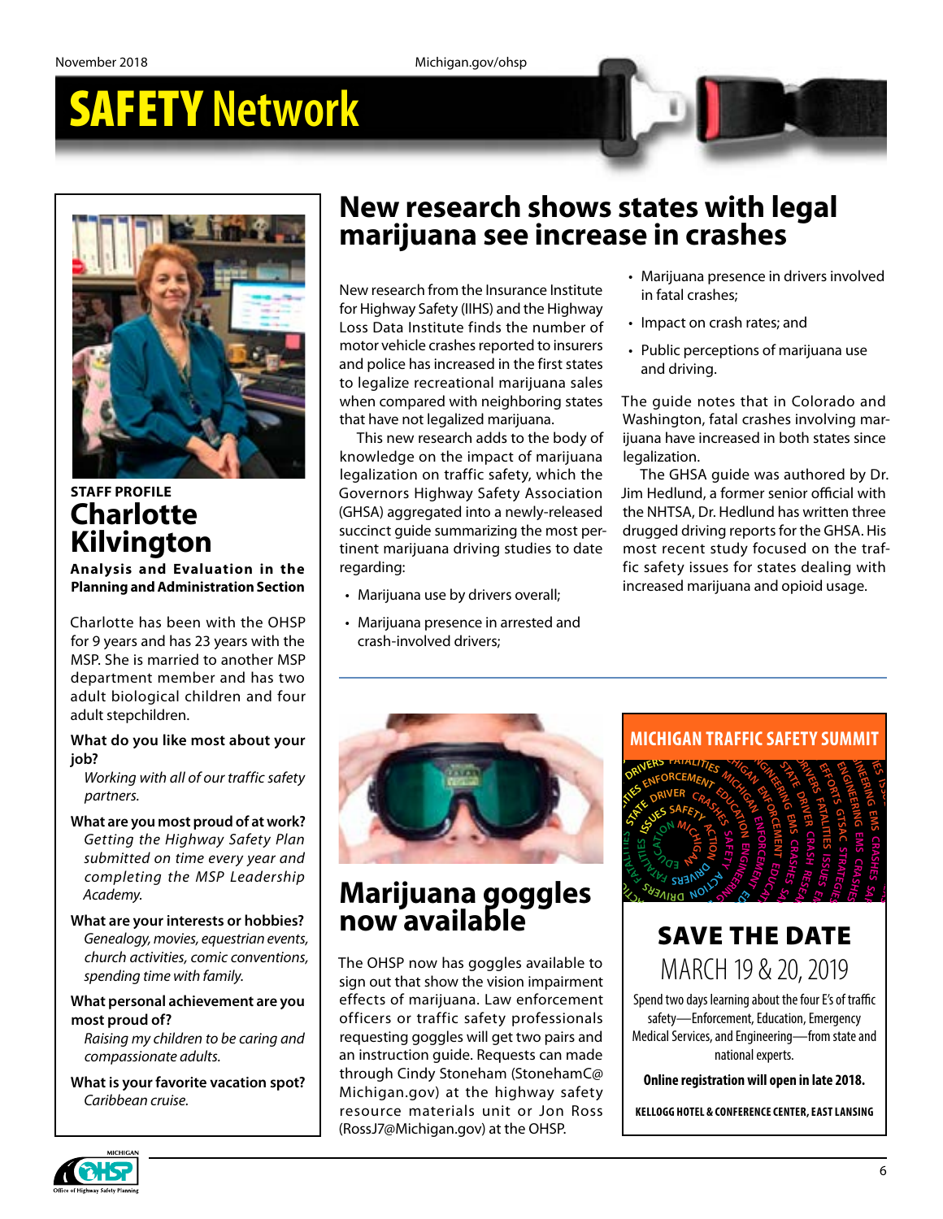# SAFETY Network

## New research shows states with legal marijuana see increase in crashes

New research from the Insurance Institute for Highway Safety (IIHS) and the Highway Loss Data Institute finds the number of motor vehicle crashes reported to insurers and police has increased in the first states to legalize recreational marijuana sales when compared with neighboring states that have not legalized marijuana.

This new research adds to the body of knowledge on the impact of marijuana legalization on traffic safety, which the Governors Highway Safety Association (GHSA) aggregated into a newly-released succinct guide summarizing the most pertinent marijuana driving studies to date regarding:

- Marijuana use by drivers overall;
- Marijuana presence in arrested and crash-involved drivers;
- Marijuana presence in drivers involved in fatal crashes;
- Impact on crash rates; and
- Public perceptions of marijuana use and driving.

The guide notes that in Colorado and Washington, fatal crashes involving marijuana have increased in both states since legalization.

The GHSA guide was authored by Dr. Jim Hedlund, a former senior official with the NHTSA, Dr. Hedlund has written three drugged driving reports for the GHSA. His most recent study focused on the traffic safety issues for states dealing with increased marijuana and opioid usage.

## STAFF PROFILE

## Charlotte Kilvington

**Analysis and Evaluation in the Planning and Administration Section**

Charlotte has been with the OHSP for 9 years and has 23 years with the MSP. She is married to another MSP department member and has two adult biological children and four adult stepchildren.

**What do you like most about your job?**

*Working with all of our traffic safety partners.*

**What are you most proud of at work?**

*Getting the Highway Safety Plan submitted on time every year and completing the MSP Leadership Academy.*

**What are your interests or hobbies?**

*Genealogy, movies, equestrian events, church activities, comic conventions, spending time with family.*

**What personal achievement are you most proud of?**

*Raising my children to be caring and compassionate adults.*

**What is your favorite vacation spot?**

*Caribbean cruise.*

## Marijuana goggles now available

The OHSP now has goggles available to sign out that show the vision impairment effects of marijuana. Law enforcement officers or traffic safety professionals requesting goggles will get two pairs and an instruction guide. Requests can made through Cindy Stoneham (StonehamC@Michigan.gov) at the highway safety resource materials unit or Jon Ross (RossJ7@Michigan.gov) at the OHSP.

## MICHIGAN TRAFFIC SAFETY SUMMIT

### SAVE THE DATE

MARCH 19 & 20, 2019

Spend two days learning about the four E's of traffic safety—Enforcement, Education, Emergency Medical Services, and Engineering—from state and national experts.

**Online registration will open in late 2018.**

**KELLOGG HOTEL & CONFERENCE CENTER, EAST LANSING**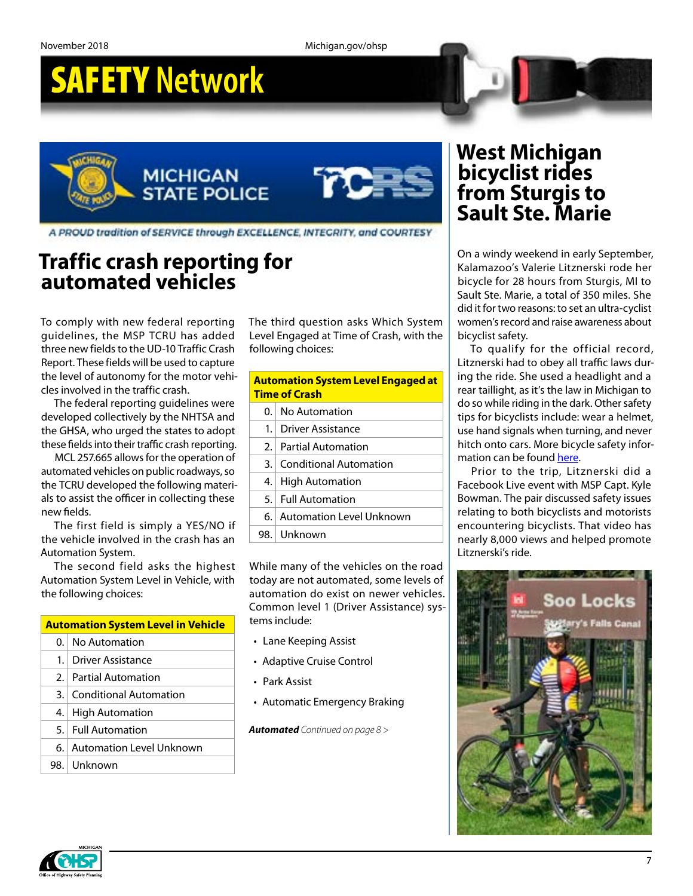# SAFETY Network

MICHIGAN STATE POLICE

TCRS

*A PROUD tradition of SERVICE through EXCELLENCE, INTEGRITY, and COURTESY*

## Traffic crash reporting for automated vehicles

To comply with new federal reporting guidelines, the MSP TCRU has added three new fields to the UD-10 Traffic Crash Report. These fields will be used to capture the level of autonomy for the motor vehicles involved in the traffic crash.

The federal reporting guidelines were developed collectively by the NHTSA and the GHSA, who urged the states to adopt these fields into their traffic crash reporting.

MCL 257.665 allows for the operation of automated vehicles on public roadways, so the TCRU developed the following materials to assist the officer in collecting these new fields.

The first field is simply a YES/NO if the vehicle involved in the crash has an Automation System.

The second field asks the highest Automation System Level in Vehicle, with the following choices:

| Automation System Level in Vehicle | |
|---|---|
| 0. | No Automation |
| 1. | Driver Assistance |
| 2. | Partial Automation |
| 3. | Conditional Automation |
| 4. | High Automation |
| 5. | Full Automation |
| 6. | Automation Level Unknown |
| 98. | Unknown |

The third question asks Which System Level Engaged at Time of Crash, with the following choices:

| Automation System Level Engaged at Time of Crash | |
|---|---|
| 0. | No Automation |
| 1. | Driver Assistance |
| 2. | Partial Automation |
| 3. | Conditional Automation |
| 4. | High Automation |
| 5. | Full Automation |
| 6. | Automation Level Unknown |
| 98. | Unknown |

While many of the vehicles on the road today are not automated, some levels of automation do exist on newer vehicles. Common level 1 (Driver Assistance) systems include:

- Lane Keeping Assist
- Adaptive Cruise Control
- Park Assist
- Automatic Emergency Braking

***Automated*** *Continued on page 8 >*

## West Michigan bicyclist rides from Sturgis to Sault Ste. Marie

On a windy weekend in early September, Kalamazoo's Valerie Litznerski rode her bicycle for 28 hours from Sturgis, MI to Sault Ste. Marie, a total of 350 miles. She did it for two reasons: to set an ultra-cyclist women's record and raise awareness about bicyclist safety.

To qualify for the official record, Litznerski had to obey all traffic laws during the ride. She used a headlight and a rear taillight, as it's the law in Michigan to do so while riding in the dark. Other safety tips for bicyclists include: wear a helmet, use hand signals when turning, and never hitch onto cars. More bicycle safety information can be found here.

Prior to the trip, Litznerski did a Facebook Live event with MSP Capt. Kyle Bowman. The pair discussed safety issues relating to both bicyclists and motorists encountering bicyclists. That video has nearly 8,000 views and helped promote Litznerski's ride.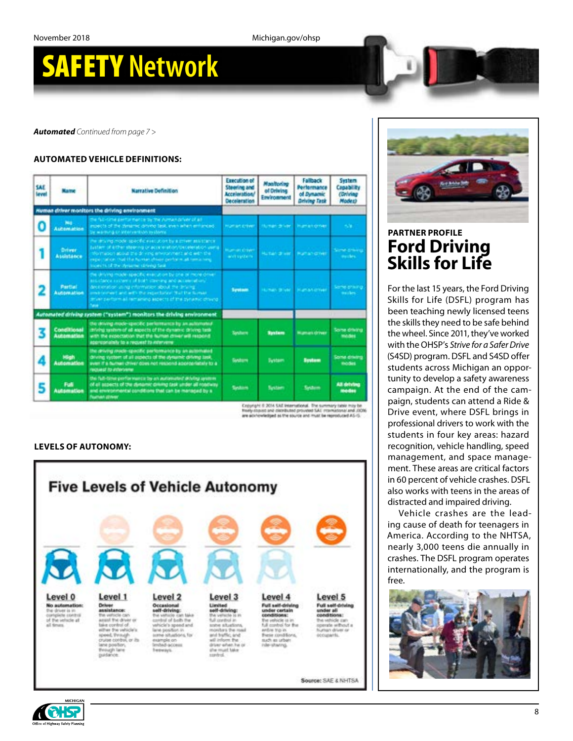***Automated*** *Continued from page 7 >*

**AUTOMATED VEHICLE DEFINITIONS:**

| SAE level | Name | Narrative Definition | Execution of Steering and Acceleration/ Deceleration | Monitoring of Driving Environment | Fallback Performance of Dynamic Driving Task | System Capability (Driving Modes) |
|---|---|---|---|---|---|---|
| ***Human driver monitors the driving environment*** | | | | | | |
| 0 | No Automation | the full-time performance by the human driver of all aspects of the dynamic driving task, even when enhanced by warning or intervention systems | Human driver | Human driver | Human driver | n/a |
| 1 | Driver Assistance | the driving mode-specific execution by a driver assistance system of either steering or acceleration/deceleration using information about the driving environment and with the expectation that the human driver perform all remaining aspects of the dynamic driving task | Human driver and system | Human driver | Human driver | Some driving modes |
| 2 | Partial Automation | the driving mode-specific execution by one or more driver assistance systems of both steering and acceleration/deceleration using information about the driving environment and with the expectation that the human driver perform all remaining aspects of the dynamic driving task | System | Human driver | Human driver | Some driving modes |
| ***Automated driving system ("system") monitors the driving environment*** | | | | | | |
| 3 | Conditional Automation | the driving mode-specific performance by an automated driving system of all aspects of the dynamic driving task with the expectation that the human driver will respond appropriately to a request to intervene | System | System | Human driver | Some driving modes |
| 4 | High Automation | the driving mode-specific performance by an automated driving system of all aspects of the dynamic driving task, even if a human driver does not respond appropriately to a request to intervene | System | System | System | Some driving modes |
| 5 | Full Automation | the full-time performance by an automated driving system of all aspects of the dynamic driving task under all roadway and environmental conditions that can be managed by a human driver | System | System | System | All driving modes |

Copyright © 2014 SAE International. The summary table may be freely copied and distributed provided SAE International and J3016 are acknowledged as the source and must be reproduced AS-IS.

**LEVELS OF AUTONOMY:**

Five Levels of Vehicle Autonomy

Level 0
No automation: the driver is in complete control of the vehicle at all times.

Level 1
Driver assistance: the vehicle can assist the driver or take control of either the vehicle's speed, through cruise control, or its lane position, through lane guidance.

Level 2
Occasional self-driving: the vehicle can take control of both the vehicle's speed and lane position in some situations, for example on limited-access freeways.

Level 3
Limited self-driving: the vehicle is in full control in some situations, monitors the road and traffic, and will inform the driver when he or she must take control.

Level 4
Full self-driving under certain conditions: the vehicle is in full control for the entire trip in these conditions, such as urban ride-sharing.

Level 5
Full self-driving under all conditions: the vehicle can operate without a human driver or occupants.

Source: SAE & NHTSA

**PARTNER PROFILE**

# Ford Driving Skills for Life

For the last 15 years, the Ford Driving Skills for Life (DSFL) program has been teaching newly licensed teens the skills they need to be safe behind the wheel. Since 2011, they've worked with the OHSP's *Strive for a Safer Drive* (S4SD) program. DSFL and S4SD offer students across Michigan an opportunity to develop a safety awareness campaign. At the end of the campaign, students can attend a Ride & Drive event, where DSFL brings in professional drivers to work with the students in four key areas: hazard recognition, vehicle handling, speed management, and space management. These areas are critical factors in 60 percent of vehicle crashes. DSFL also works with teens in the areas of distracted and impaired driving.

Vehicle crashes are the leading cause of death for teenagers in America. According to the NHTSA, nearly 3,000 teens die annually in crashes. The DSFL program operates internationally, and the program is free.